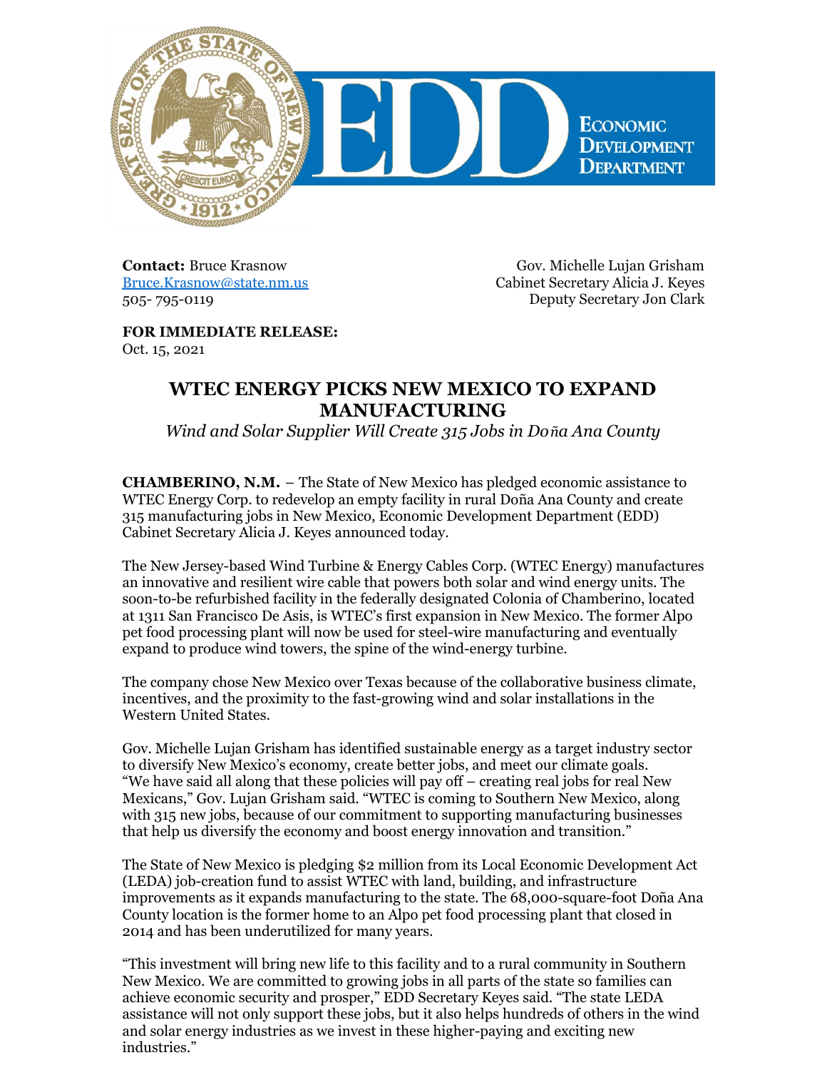**Contact:** Bruce Krasnow
Bruce.Krasnow@state.nm.us
505- 795-0119

Gov. Michelle Lujan Grisham
Cabinet Secretary Alicia J. Keyes
Deputy Secretary Jon Clark

**FOR IMMEDIATE RELEASE:**
Oct. 15, 2021

# WTEC ENERGY PICKS NEW MEXICO TO EXPAND MANUFACTURING

*Wind and Solar Supplier Will Create 315 Jobs in Doña Ana County*

**CHAMBERINO, N.M.** – The State of New Mexico has pledged economic assistance to WTEC Energy Corp. to redevelop an empty facility in rural Doña Ana County and create 315 manufacturing jobs in New Mexico, Economic Development Department (EDD) Cabinet Secretary Alicia J. Keyes announced today.

The New Jersey-based Wind Turbine & Energy Cables Corp. (WTEC Energy) manufactures an innovative and resilient wire cable that powers both solar and wind energy units. The soon-to-be refurbished facility in the federally designated Colonia of Chamberino, located at 1311 San Francisco De Asis, is WTEC's first expansion in New Mexico. The former Alpo pet food processing plant will now be used for steel-wire manufacturing and eventually expand to produce wind towers, the spine of the wind-energy turbine.

The company chose New Mexico over Texas because of the collaborative business climate, incentives, and the proximity to the fast-growing wind and solar installations in the Western United States.

Gov. Michelle Lujan Grisham has identified sustainable energy as a target industry sector to diversify New Mexico's economy, create better jobs, and meet our climate goals. "We have said all along that these policies will pay off – creating real jobs for real New Mexicans," Gov. Lujan Grisham said. "WTEC is coming to Southern New Mexico, along with 315 new jobs, because of our commitment to supporting manufacturing businesses that help us diversify the economy and boost energy innovation and transition."

The State of New Mexico is pledging $2 million from its Local Economic Development Act (LEDA) job-creation fund to assist WTEC with land, building, and infrastructure improvements as it expands manufacturing to the state. The 68,000-square-foot Doña Ana County location is the former home to an Alpo pet food processing plant that closed in 2014 and has been underutilized for many years.

"This investment will bring new life to this facility and to a rural community in Southern New Mexico. We are committed to growing jobs in all parts of the state so families can achieve economic security and prosper," EDD Secretary Keyes said. "The state LEDA assistance will not only support these jobs, but it also helps hundreds of others in the wind and solar energy industries as we invest in these higher-paying and exciting new industries."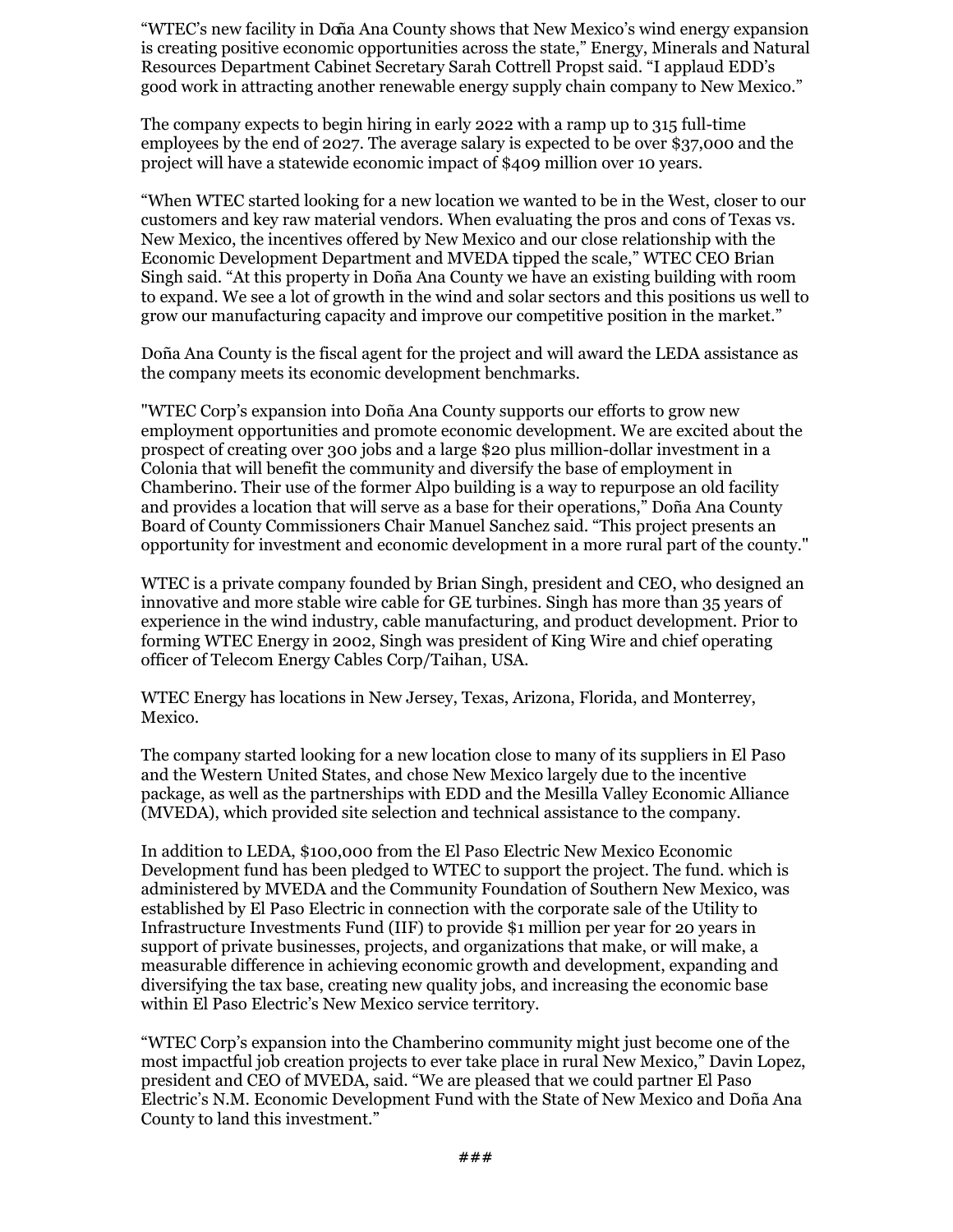"WTEC's new facility in Doña Ana County shows that New Mexico's wind energy expansion is creating positive economic opportunities across the state," Energy, Minerals and Natural Resources Department Cabinet Secretary Sarah Cottrell Propst said. "I applaud EDD's good work in attracting another renewable energy supply chain company to New Mexico."

The company expects to begin hiring in early 2022 with a ramp up to 315 full-time employees by the end of 2027. The average salary is expected to be over $37,000 and the project will have a statewide economic impact of $409 million over 10 years.

"When WTEC started looking for a new location we wanted to be in the West, closer to our customers and key raw material vendors. When evaluating the pros and cons of Texas vs. New Mexico, the incentives offered by New Mexico and our close relationship with the Economic Development Department and MVEDA tipped the scale," WTEC CEO Brian Singh said. "At this property in Doña Ana County we have an existing building with room to expand. We see a lot of growth in the wind and solar sectors and this positions us well to grow our manufacturing capacity and improve our competitive position in the market."

Doña Ana County is the fiscal agent for the project and will award the LEDA assistance as the company meets its economic development benchmarks.

"WTEC Corp's expansion into Doña Ana County supports our efforts to grow new employment opportunities and promote economic development. We are excited about the prospect of creating over 300 jobs and a large $20 plus million-dollar investment in a Colonia that will benefit the community and diversify the base of employment in Chamberino. Their use of the former Alpo building is a way to repurpose an old facility and provides a location that will serve as a base for their operations," Doña Ana County Board of County Commissioners Chair Manuel Sanchez said. "This project presents an opportunity for investment and economic development in a more rural part of the county."

WTEC is a private company founded by Brian Singh, president and CEO, who designed an innovative and more stable wire cable for GE turbines. Singh has more than 35 years of experience in the wind industry, cable manufacturing, and product development. Prior to forming WTEC Energy in 2002, Singh was president of King Wire and chief operating officer of Telecom Energy Cables Corp/Taihan, USA.

WTEC Energy has locations in New Jersey, Texas, Arizona, Florida, and Monterrey, Mexico.

The company started looking for a new location close to many of its suppliers in El Paso and the Western United States, and chose New Mexico largely due to the incentive package, as well as the partnerships with EDD and the Mesilla Valley Economic Alliance (MVEDA), which provided site selection and technical assistance to the company.

In addition to LEDA, $100,000 from the El Paso Electric New Mexico Economic Development fund has been pledged to WTEC to support the project. The fund. which is administered by MVEDA and the Community Foundation of Southern New Mexico, was established by El Paso Electric in connection with the corporate sale of the Utility to Infrastructure Investments Fund (IIF) to provide $1 million per year for 20 years in support of private businesses, projects, and organizations that make, or will make, a measurable difference in achieving economic growth and development, expanding and diversifying the tax base, creating new quality jobs, and increasing the economic base within El Paso Electric's New Mexico service territory.

"WTEC Corp's expansion into the Chamberino community might just become one of the most impactful job creation projects to ever take place in rural New Mexico," Davin Lopez, president and CEO of MVEDA, said. "We are pleased that we could partner El Paso Electric's N.M. Economic Development Fund with the State of New Mexico and Doña Ana County to land this investment."

###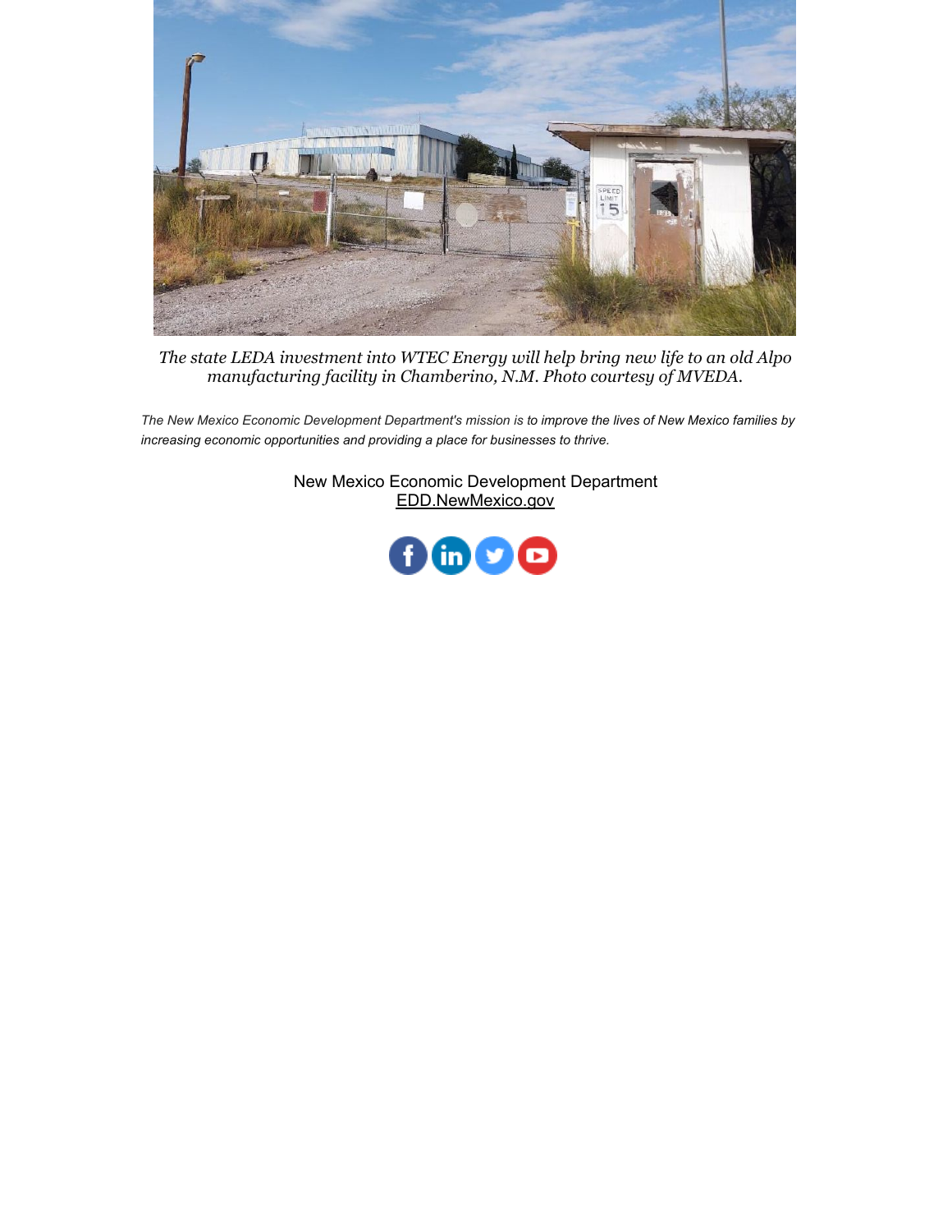*The state LEDA investment into WTEC Energy will help bring new life to an old Alpo manufacturing facility in Chamberino, N.M. Photo courtesy of MVEDA.*

*The New Mexico Economic Development Department's mission is to improve the lives of New Mexico families by increasing economic opportunities and providing a place for businesses to thrive.*

New Mexico Economic Development Department
EDD.NewMexico.gov